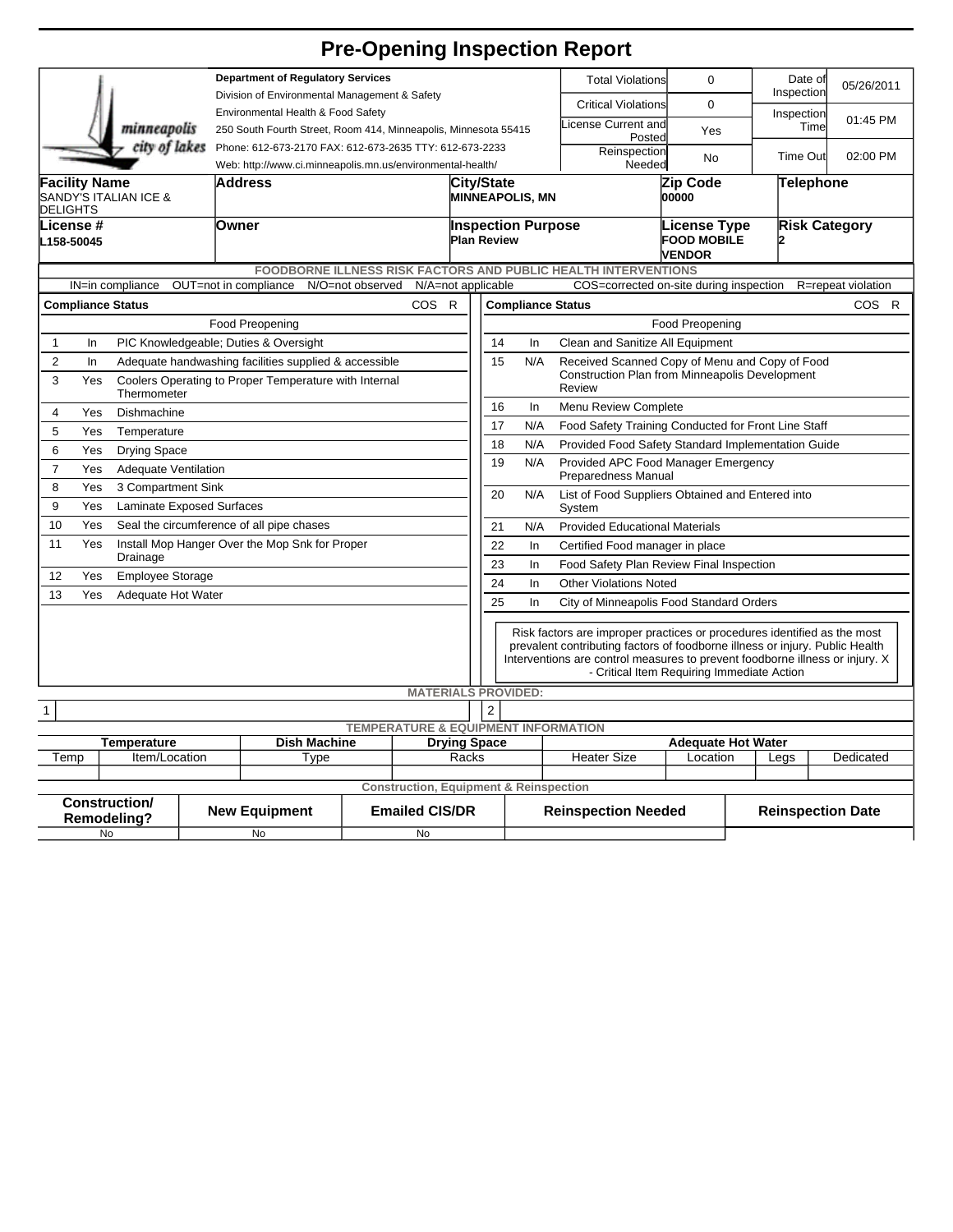# Pre-Opening Inspection Report

minneapolis city of lakes

**Department of Regulatory Services**
Division of Environmental Management & Safety
Environmental Health & Food Safety
250 South Fourth Street, Room 414, Minneapolis, Minnesota 55415
Phone: 612-673-2170 FAX: 612-673-2635 TTY: 612-673-2233
Web: http://www.ci.minneapolis.mn.us/environmental-health/

| Total Violations | 0 | Date of Inspection | 05/26/2011 |
|---|---|---|---|
| Critical Violations | 0 | Inspection Time | 01:45 PM |
| License Current and Posted | Yes | | |
| Reinspection Needed | No | Time Out | 02:00 PM |

| Facility Name | Address | City/State | Zip Code | Telephone |
|---|---|---|---|---|
| SANDY'S ITALIAN ICE & DELIGHTS | | MINNEAPOLIS, MN | 00000 | |

| License # | Owner | Inspection Purpose | License Type | Risk Category |
|---|---|---|---|---|
| L158-50045 | | Plan Review | FOOD MOBILE VENDOR | 2 |

**FOODBORNE ILLNESS RISK FACTORS AND PUBLIC HEALTH INTERVENTIONS**

IN=in compliance OUT=not in compliance N/O=not observed N/A=not applicable COS=corrected on-site during inspection R=repeat violation

| # | Compliance Status | Food Preopening | COS | R |
|---|---|---|---|---|
| 1 | In | PIC Knowledgeable; Duties & Oversight | | |
| 2 | In | Adequate handwashing facilities supplied & accessible | | |
| 3 | Yes | Coolers Operating to Proper Temperature with Internal Thermometer | | |
| 4 | Yes | Dishmachine | | |
| 5 | Yes | Temperature | | |
| 6 | Yes | Drying Space | | |
| 7 | Yes | Adequate Ventilation | | |
| 8 | Yes | 3 Compartment Sink | | |
| 9 | Yes | Laminate Exposed Surfaces | | |
| 10 | Yes | Seal the circumference of all pipe chases | | |
| 11 | Yes | Install Mop Hanger Over the Mop Snk for Proper Drainage | | |
| 12 | Yes | Employee Storage | | |
| 13 | Yes | Adequate Hot Water | | |
| 14 | In | Clean and Sanitize All Equipment | | |
| 15 | N/A | Received Scanned Copy of Menu and Copy of Food Construction Plan from Minneapolis Development Review | | |
| 16 | In | Menu Review Complete | | |
| 17 | N/A | Food Safety Training Conducted for Front Line Staff | | |
| 18 | N/A | Provided Food Safety Standard Implementation Guide | | |
| 19 | N/A | Provided APC Food Manager Emergency Preparedness Manual | | |
| 20 | N/A | List of Food Suppliers Obtained and Entered into System | | |
| 21 | N/A | Provided Educational Materials | | |
| 22 | In | Certified Food manager in place | | |
| 23 | In | Food Safety Plan Review Final Inspection | | |
| 24 | In | Other Violations Noted | | |
| 25 | In | City of Minneapolis Food Standard Orders | | |

Risk factors are improper practices or procedures identified as the most prevalent contributing factors of foodborne illness or injury. Public Health Interventions are control measures to prevent foodborne illness or injury. X - Critical Item Requiring Immediate Action

**MATERIALS PROVIDED:**

| 1 | | 2 | |
|---|---|---|---|

**TEMPERATURE & EQUIPMENT INFORMATION**

| Temperature | | Dish Machine | Drying Space | Adequate Hot Water | | | |
|---|---|---|---|---|---|---|---|
| Temp | Item/Location | Type | Racks | Heater Size | Location | Legs | Dedicated |
| | | | | | | | |

**Construction, Equipment & Reinspection**

| Construction/ Remodeling? | New Equipment | Emailed CIS/DR | Reinspection Needed | Reinspection Date |
|---|---|---|---|---|
| No | No | No | | |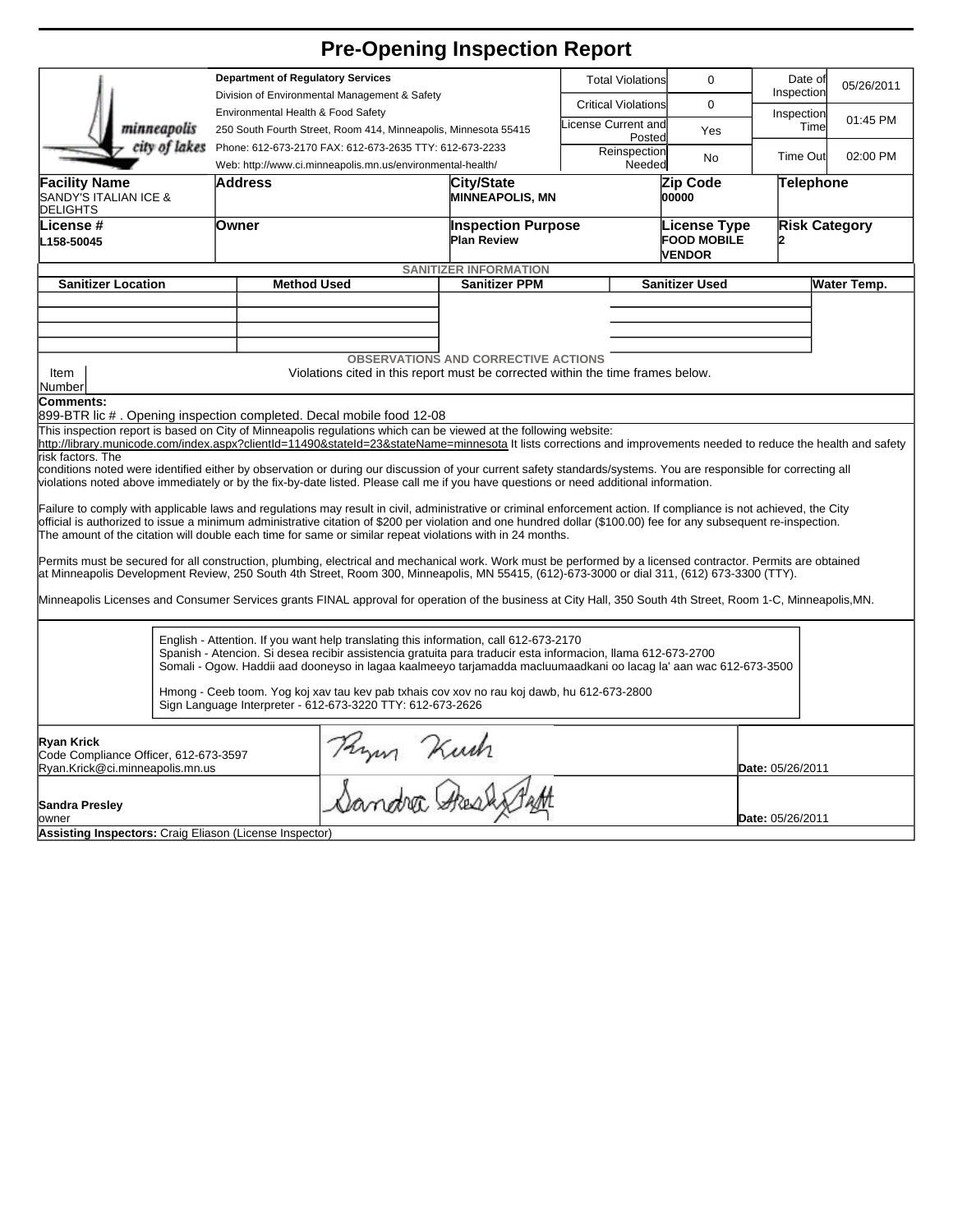# Pre-Opening Inspection Report

| | | | | | | |
|---|---|---|---|---|---|---|
| minneapolis city of lakes | **Department of Regulatory Services** Division of Environmental Management & Safety Environmental Health & Food Safety 250 South Fourth Street, Room 414, Minneapolis, Minnesota 55415 Phone: 612-673-2170 FAX: 612-673-2635 TTY: 612-673-2233 Web: http://www.ci.minneapolis.mn.us/environmental-health/ | Total Violations | 0 | Date of Inspection | 05/26/2011 |
| | | Critical Violations | 0 | | |
| | | License Current and Posted | Yes | Inspection Time | 01:45 PM |
| | | Reinspection Needed | No | Time Out | 02:00 PM |

| **Facility Name** | **Address** | **City/State** | **Zip Code** | **Telephone** |
|---|---|---|---|---|
| SANDY'S ITALIAN ICE & DELIGHTS | | MINNEAPOLIS, MN | 00000 | |
| **License #** | **Owner** | **Inspection Purpose** | **License Type** | **Risk Category** |
| L158-50045 | | Plan Review | FOOD MOBILE VENDOR | 2 |

## SANITIZER INFORMATION

| Sanitizer Location | Method Used | Sanitizer PPM | Sanitizer Used | Water Temp. |
|---|---|---|---|---|
| | | | | |
| | | | | |
| | | | | |
| | | | | |

## OBSERVATIONS AND CORRECTIVE ACTIONS

Item Number — Violations cited in this report must be corrected within the time frames below.

**Comments:**

899-BTR lic # . Opening inspection completed. Decal mobile food 12-08

This inspection report is based on City of Minneapolis regulations which can be viewed at the following website: http://library.municode.com/index.aspx?clientId=11490&stateId=23&stateName=minnesota It lists corrections and improvements needed to reduce the health and safety risk factors. The conditions noted were identified either by observation or during our discussion of your current safety standards/systems. You are responsible for correcting all violations noted above immediately or by the fix-by-date listed. Please call me if you have questions or need additional information.

Failure to comply with applicable laws and regulations may result in civil, administrative or criminal enforcement action. If compliance is not achieved, the City official is authorized to issue a minimum administrative citation of $200 per violation and one hundred dollar ($100.00) fee for any subsequent re-inspection. The amount of the citation will double each time for same or similar repeat violations with in 24 months.

Permits must be secured for all construction, plumbing, electrical and mechanical work. Work must be performed by a licensed contractor. Permits are obtained at Minneapolis Development Review, 250 South 4th Street, Room 300, Minneapolis, MN 55415, (612)-673-3000 or dial 311, (612) 673-3300 (TTY).

Minneapolis Licenses and Consumer Services grants FINAL approval for operation of the business at City Hall, 350 South 4th Street, Room 1-C, Minneapolis,MN.

English - Attention. If you want help translating this information, call 612-673-2170
Spanish - Atencion. Si desea recibir assistencia gratuita para traducir esta informacion, llama 612-673-2700
Somali - Ogow. Haddii aad dooneyso in lagaa kaalmeeyo tarjamadda macluumaadkani oo lacag la' aan wac 612-673-3500

Hmong - Ceeb toom. Yog koj xav tau kev pab txhais cov xov no rau koj dawb, hu 612-673-2800
Sign Language Interpreter - 612-673-3220 TTY: 612-673-2626

| | | |
|---|---|---|
| **Ryan Krick** Code Compliance Officer, 612-673-3597 Ryan.Krick@ci.minneapolis.mn.us | Ryan Krick | **Date:** 05/26/2011 |
| **Sandra Presley** owner | Sandra Presley | **Date:** 05/26/2011 |

**Assisting Inspectors:** Craig Eliason (License Inspector)